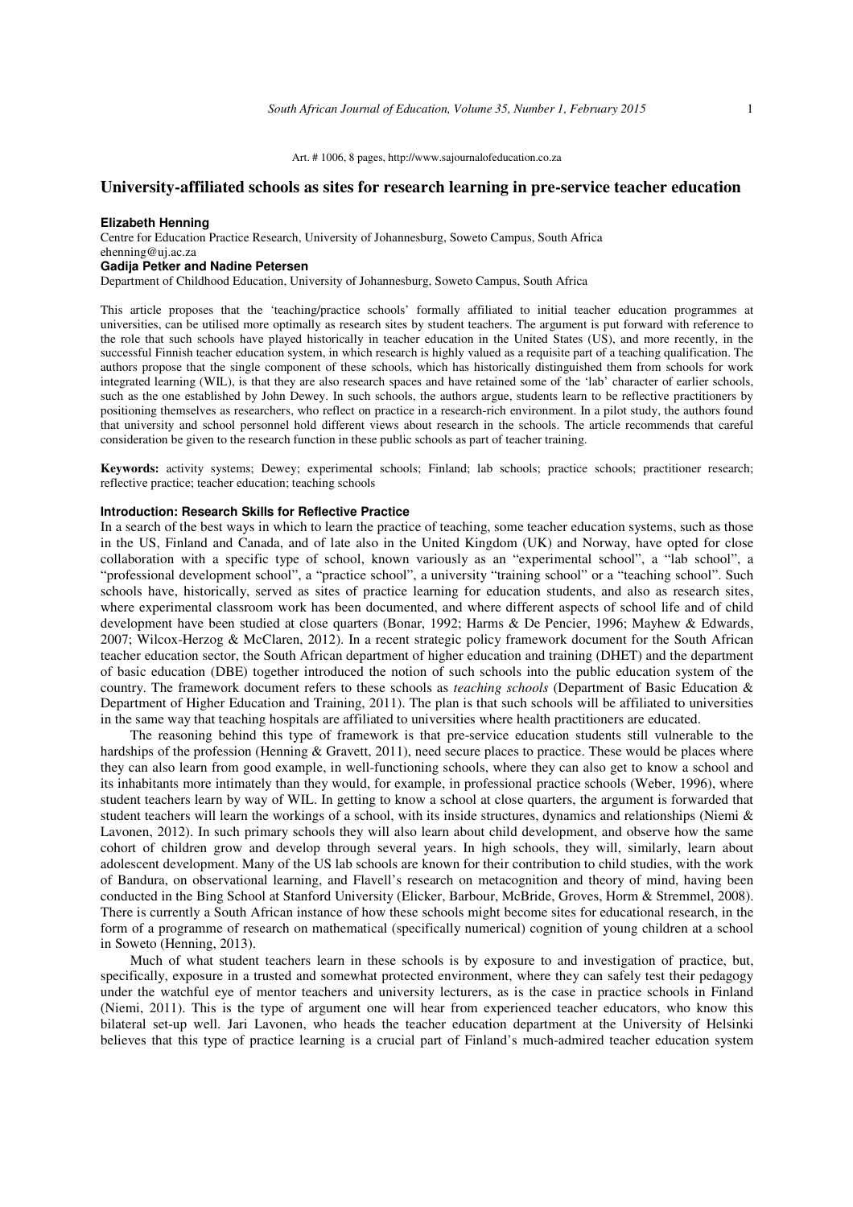Art. # 1006, 8 pages, http://www.sajournalofeducation.co.za

# University-affiliated schools as sites for research learning in pre-service teacher education

**Elizabeth Henning**
Centre for Education Practice Research, University of Johannesburg, Soweto Campus, South Africa
ehenning@uj.ac.za

**Gadija Petker and Nadine Petersen**
Department of Childhood Education, University of Johannesburg, Soweto Campus, South Africa

This article proposes that the 'teaching/practice schools' formally affiliated to initial teacher education programmes at universities, can be utilised more optimally as research sites by student teachers. The argument is put forward with reference to the role that such schools have played historically in teacher education in the United States (US), and more recently, in the successful Finnish teacher education system, in which research is highly valued as a requisite part of a teaching qualification. The authors propose that the single component of these schools, which has historically distinguished them from schools for work integrated learning (WIL), is that they are also research spaces and have retained some of the 'lab' character of earlier schools, such as the one established by John Dewey. In such schools, the authors argue, students learn to be reflective practitioners by positioning themselves as researchers, who reflect on practice in a research-rich environment. In a pilot study, the authors found that university and school personnel hold different views about research in the schools. The article recommends that careful consideration be given to the research function in these public schools as part of teacher training.

**Keywords:** activity systems; Dewey; experimental schools; Finland; lab schools; practice schools; practitioner research; reflective practice; teacher education; teaching schools

## Introduction: Research Skills for Reflective Practice

In a search of the best ways in which to learn the practice of teaching, some teacher education systems, such as those in the US, Finland and Canada, and of late also in the United Kingdom (UK) and Norway, have opted for close collaboration with a specific type of school, known variously as an "experimental school", a "lab school", a "professional development school", a "practice school", a university "training school" or a "teaching school". Such schools have, historically, served as sites of practice learning for education students, and also as research sites, where experimental classroom work has been documented, and where different aspects of school life and of child development have been studied at close quarters (Bonar, 1992; Harms & De Pencier, 1996; Mayhew & Edwards, 2007; Wilcox-Herzog & McClaren, 2012). In a recent strategic policy framework document for the South African teacher education sector, the South African department of higher education and training (DHET) and the department of basic education (DBE) together introduced the notion of such schools into the public education system of the country. The framework document refers to these schools as *teaching schools* (Department of Basic Education & Department of Higher Education and Training, 2011). The plan is that such schools will be affiliated to universities in the same way that teaching hospitals are affiliated to universities where health practitioners are educated.

The reasoning behind this type of framework is that pre-service education students still vulnerable to the hardships of the profession (Henning & Gravett, 2011), need secure places to practice. These would be places where they can also learn from good example, in well-functioning schools, where they can also get to know a school and its inhabitants more intimately than they would, for example, in professional practice schools (Weber, 1996), where student teachers learn by way of WIL. In getting to know a school at close quarters, the argument is forwarded that student teachers will learn the workings of a school, with its inside structures, dynamics and relationships (Niemi & Lavonen, 2012). In such primary schools they will also learn about child development, and observe how the same cohort of children grow and develop through several years. In high schools, they will, similarly, learn about adolescent development. Many of the US lab schools are known for their contribution to child studies, with the work of Bandura, on observational learning, and Flavell's research on metacognition and theory of mind, having been conducted in the Bing School at Stanford University (Elicker, Barbour, McBride, Groves, Horm & Stremmel, 2008). There is currently a South African instance of how these schools might become sites for educational research, in the form of a programme of research on mathematical (specifically numerical) cognition of young children at a school in Soweto (Henning, 2013).

Much of what student teachers learn in these schools is by exposure to and investigation of practice, but, specifically, exposure in a trusted and somewhat protected environment, where they can safely test their pedagogy under the watchful eye of mentor teachers and university lecturers, as is the case in practice schools in Finland (Niemi, 2011). This is the type of argument one will hear from experienced teacher educators, who know this bilateral set-up well. Jari Lavonen, who heads the teacher education department at the University of Helsinki believes that this type of practice learning is a crucial part of Finland's much-admired teacher education system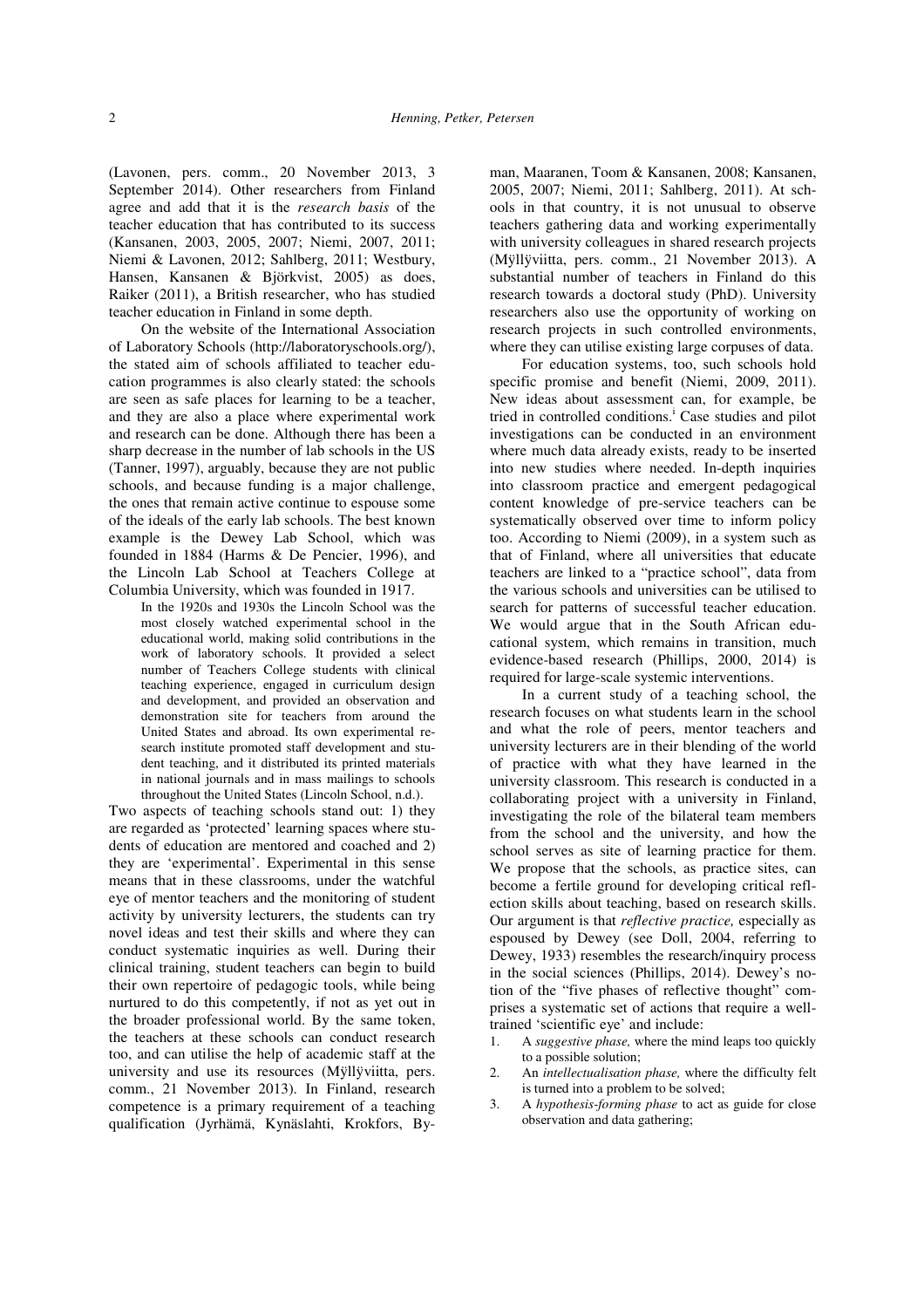(Lavonen, pers. comm., 20 November 2013, 3 September 2014). Other researchers from Finland agree and add that it is the *research basis* of the teacher education that has contributed to its success (Kansanen, 2003, 2005, 2007; Niemi, 2007, 2011; Niemi & Lavonen, 2012; Sahlberg, 2011; Westbury, Hansen, Kansanen & Björkvist, 2005) as does, Raiker (2011), a British researcher, who has studied teacher education in Finland in some depth.

On the website of the International Association of Laboratory Schools (http://laboratoryschools.org/), the stated aim of schools affiliated to teacher education programmes is also clearly stated: the schools are seen as safe places for learning to be a teacher, and they are also a place where experimental work and research can be done. Although there has been a sharp decrease in the number of lab schools in the US (Tanner, 1997), arguably, because they are not public schools, and because funding is a major challenge, the ones that remain active continue to espouse some of the ideals of the early lab schools. The best known example is the Dewey Lab School, which was founded in 1884 (Harms & De Pencier, 1996), and the Lincoln Lab School at Teachers College at Columbia University, which was founded in 1917.

> In the 1920s and 1930s the Lincoln School was the most closely watched experimental school in the educational world, making solid contributions in the work of laboratory schools. It provided a select number of Teachers College students with clinical teaching experience, engaged in curriculum design and development, and provided an observation and demonstration site for teachers from around the United States and abroad. Its own experimental research institute promoted staff development and student teaching, and it distributed its printed materials in national journals and in mass mailings to schools throughout the United States (Lincoln School, n.d.).

Two aspects of teaching schools stand out: 1) they are regarded as 'protected' learning spaces where students of education are mentored and coached and 2) they are 'experimental'. Experimental in this sense means that in these classrooms, under the watchful eye of mentor teachers and the monitoring of student activity by university lecturers, the students can try novel ideas and test their skills and where they can conduct systematic inquiries as well. During their clinical training, student teachers can begin to build their own repertoire of pedagogic tools, while being nurtured to do this competently, if not as yet out in the broader professional world. By the same token, the teachers at these schools can conduct research too, and can utilise the help of academic staff at the university and use its resources (Mÿllÿviitta, pers. comm., 21 November 2013). In Finland, research competence is a primary requirement of a teaching qualification (Jyrhämä, Kynäslahti, Krokfors, Byman, Maaranen, Toom & Kansanen, 2008; Kansanen, 2005, 2007; Niemi, 2011; Sahlberg, 2011). At schools in that country, it is not unusual to observe teachers gathering data and working experimentally with university colleagues in shared research projects (Mÿllÿviitta, pers. comm., 21 November 2013). A substantial number of teachers in Finland do this research towards a doctoral study (PhD). University researchers also use the opportunity of working on research projects in such controlled environments, where they can utilise existing large corpuses of data.

For education systems, too, such schools hold specific promise and benefit (Niemi, 2009, 2011). New ideas about assessment can, for example, be tried in controlled conditions.[i] Case studies and pilot investigations can be conducted in an environment where much data already exists, ready to be inserted into new studies where needed. In-depth inquiries into classroom practice and emergent pedagogical content knowledge of pre-service teachers can be systematically observed over time to inform policy too. According to Niemi (2009), in a system such as that of Finland, where all universities that educate teachers are linked to a "practice school", data from the various schools and universities can be utilised to search for patterns of successful teacher education. We would argue that in the South African educational system, which remains in transition, much evidence-based research (Phillips, 2000, 2014) is required for large-scale systemic interventions.

In a current study of a teaching school, the research focuses on what students learn in the school and what the role of peers, mentor teachers and university lecturers are in their blending of the world of practice with what they have learned in the university classroom. This research is conducted in a collaborating project with a university in Finland, investigating the role of the bilateral team members from the school and the university, and how the school serves as site of learning practice for them. We propose that the schools, as practice sites, can become a fertile ground for developing critical reflection skills about teaching, based on research skills. Our argument is that *reflective practice,* especially as espoused by Dewey (see Doll, 2004, referring to Dewey, 1933) resembles the research/inquiry process in the social sciences (Phillips, 2014). Dewey's notion of the "five phases of reflective thought" comprises a systematic set of actions that require a well-trained 'scientific eye' and include:

1. A *suggestive phase,* where the mind leaps too quickly to a possible solution;
2. An *intellectualisation phase,* where the difficulty felt is turned into a problem to be solved;
3. A *hypothesis-forming phase* to act as guide for close observation and data gathering;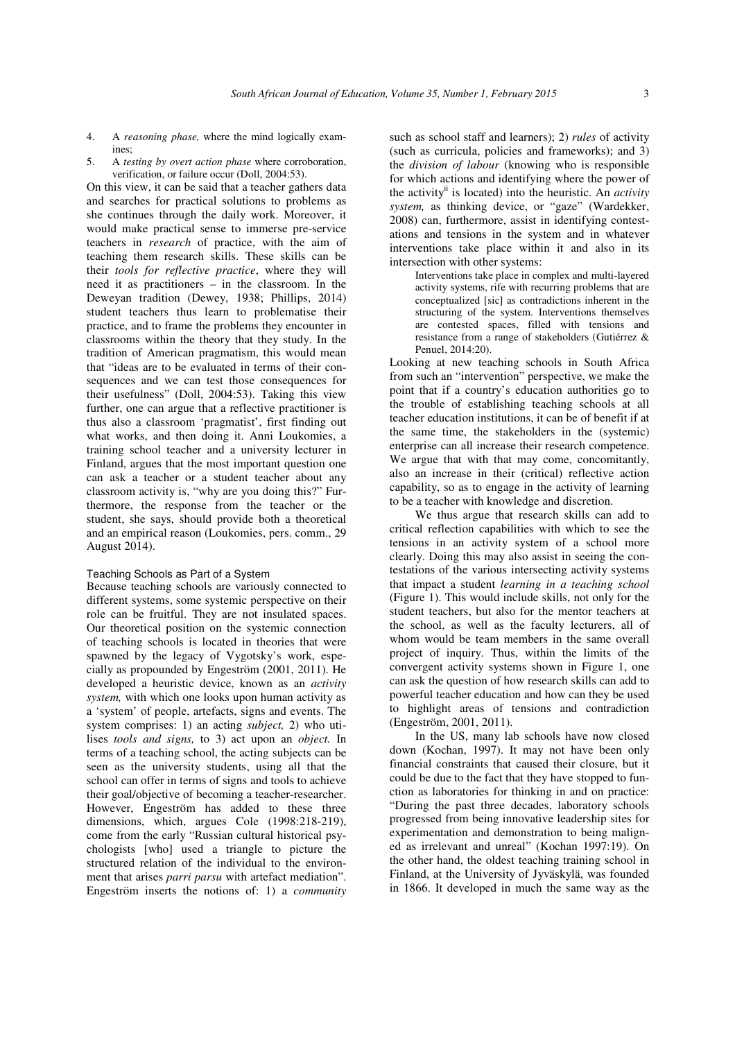4. A *reasoning phase,* where the mind logically examines;
5. A *testing by overt action phase* where corroboration, verification, or failure occur (Doll, 2004:53).

On this view, it can be said that a teacher gathers data and searches for practical solutions to problems as she continues through the daily work. Moreover, it would make practical sense to immerse pre-service teachers in *research* of practice, with the aim of teaching them research skills. These skills can be their *tools for reflective practice*, where they will need it as practitioners – in the classroom. In the Deweyan tradition (Dewey, 1938; Phillips, 2014) student teachers thus learn to problematise their practice, and to frame the problems they encounter in classrooms within the theory that they study. In the tradition of American pragmatism, this would mean that "ideas are to be evaluated in terms of their consequences and we can test those consequences for their usefulness" (Doll, 2004:53). Taking this view further, one can argue that a reflective practitioner is thus also a classroom 'pragmatist', first finding out what works, and then doing it. Anni Loukomies, a training school teacher and a university lecturer in Finland, argues that the most important question one can ask a teacher or a student teacher about any classroom activity is, "why are you doing this?" Furthermore, the response from the teacher or the student, she says, should provide both a theoretical and an empirical reason (Loukomies, pers. comm., 29 August 2014).

### Teaching Schools as Part of a System

Because teaching schools are variously connected to different systems, some systemic perspective on their role can be fruitful. They are not insulated spaces. Our theoretical position on the systemic connection of teaching schools is located in theories that were spawned by the legacy of Vygotsky's work, especially as propounded by Engeström (2001, 2011). He developed a heuristic device, known as an *activity system,* with which one looks upon human activity as a 'system' of people, artefacts, signs and events. The system comprises: 1) an acting *subject,* 2) who utilises *tools and signs,* to 3) act upon an *object.* In terms of a teaching school, the acting subjects can be seen as the university students, using all that the school can offer in terms of signs and tools to achieve their goal/objective of becoming a teacher-researcher. However, Engeström has added to these three dimensions, which, argues Cole (1998:218-219), come from the early "Russian cultural historical psychologists [who] used a triangle to picture the structured relation of the individual to the environment that arises *parri parsu* with artefact mediation". Engeström inserts the notions of: 1) a *community* such as school staff and learners); 2) *rules* of activity (such as curricula, policies and frameworks); and 3) the *division of labour* (knowing who is responsible for which actions and identifying where the power of the activity[ii] is located) into the heuristic. An *activity system,* as thinking device, or "gaze" (Wardekker, 2008) can, furthermore, assist in identifying contestations and tensions in the system and in whatever interventions take place within it and also in its intersection with other systems:

> Interventions take place in complex and multi-layered activity systems, rife with recurring problems that are conceptualized [sic] as contradictions inherent in the structuring of the system. Interventions themselves are contested spaces, filled with tensions and resistance from a range of stakeholders (Gutiérrez & Penuel, 2014:20).

Looking at new teaching schools in South Africa from such an "intervention" perspective, we make the point that if a country's education authorities go to the trouble of establishing teaching schools at all teacher education institutions, it can be of benefit if at the same time, the stakeholders in the (systemic) enterprise can all increase their research competence. We argue that with that may come, concomitantly, also an increase in their (critical) reflective action capability, so as to engage in the activity of learning to be a teacher with knowledge and discretion.

We thus argue that research skills can add to critical reflection capabilities with which to see the tensions in an activity system of a school more clearly. Doing this may also assist in seeing the contestations of the various intersecting activity systems that impact a student *learning in a teaching school* (Figure 1). This would include skills, not only for the student teachers, but also for the mentor teachers at the school, as well as the faculty lecturers, all of whom would be team members in the same overall project of inquiry. Thus, within the limits of the convergent activity systems shown in Figure 1, one can ask the question of how research skills can add to powerful teacher education and how can they be used to highlight areas of tensions and contradiction (Engeström, 2001, 2011).

In the US, many lab schools have now closed down (Kochan, 1997). It may not have been only financial constraints that caused their closure, but it could be due to the fact that they have stopped to function as laboratories for thinking in and on practice: "During the past three decades, laboratory schools progressed from being innovative leadership sites for experimentation and demonstration to being maligned as irrelevant and unreal" (Kochan 1997:19). On the other hand, the oldest teaching training school in Finland, at the University of Jyväskylä, was founded in 1866. It developed in much the same way as the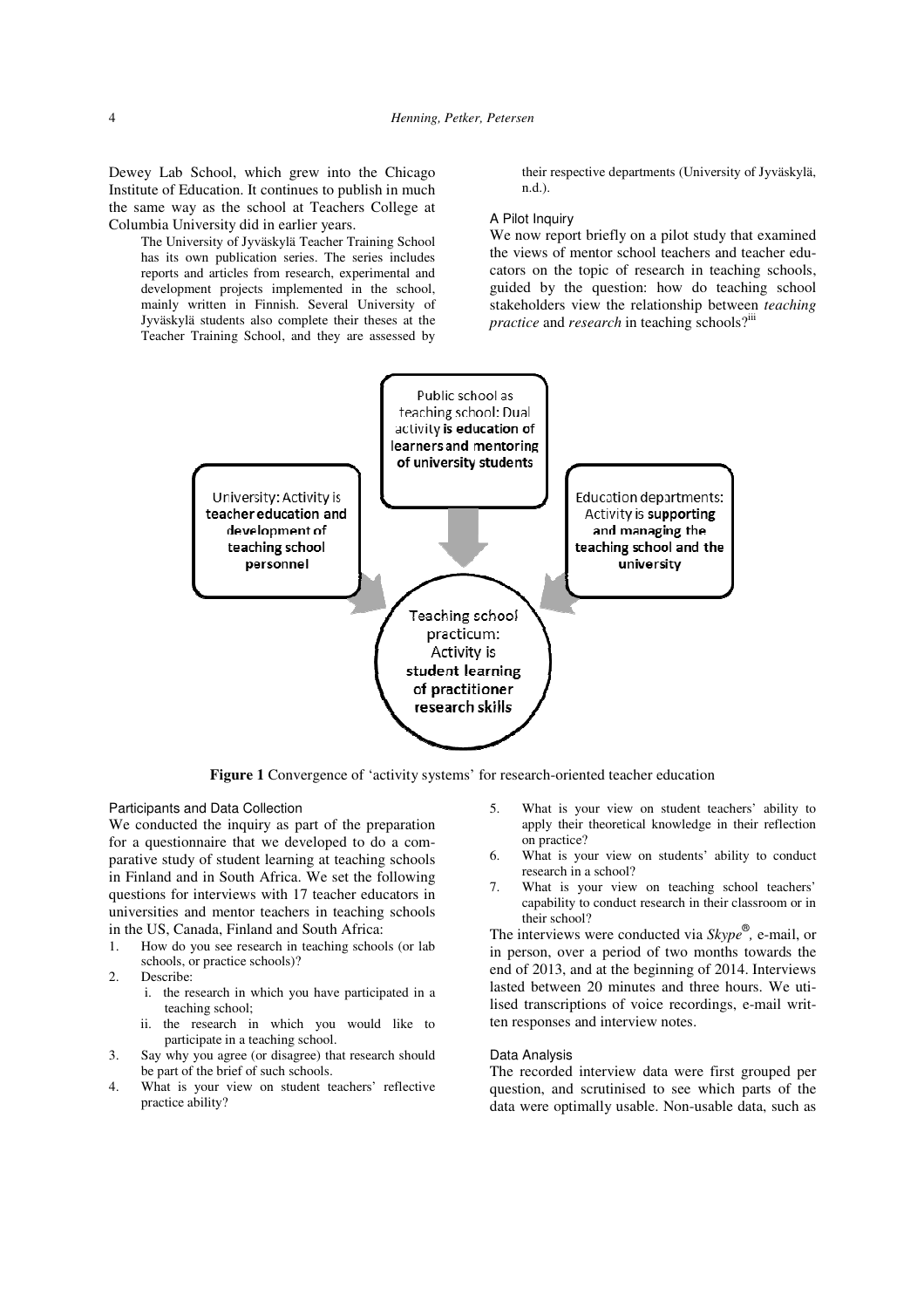Dewey Lab School, which grew into the Chicago Institute of Education. It continues to publish in much the same way as the school at Teachers College at Columbia University did in earlier years.

> The University of Jyväskylä Teacher Training School has its own publication series. The series includes reports and articles from research, experimental and development projects implemented in the school, mainly written in Finnish. Several University of Jyväskylä students also complete their theses at the Teacher Training School, and they are assessed by their respective departments (University of Jyväskylä, n.d.).

### A Pilot Inquiry

We now report briefly on a pilot study that examined the views of mentor school teachers and teacher educators on the topic of research in teaching schools, guided by the question: how do teaching school stakeholders view the relationship between *teaching practice* and *research* in teaching schools?[iii]

Public school as teaching school: Dual activity **is education of learners and mentoring of university students**

University: Activity is **teacher education and development of teaching school personnel**

Education departments: Activity is **supporting and managing the teaching school and the university**

Teaching school practicum: Activity is **student learning of practitioner research skills**

**Figure 1** Convergence of 'activity systems' for research-oriented teacher education

### Participants and Data Collection

We conducted the inquiry as part of the preparation for a questionnaire that we developed to do a comparative study of student learning at teaching schools in Finland and in South Africa. We set the following questions for interviews with 17 teacher educators in universities and mentor teachers in teaching schools in the US, Canada, Finland and South Africa:

1. How do you see research in teaching schools (or lab schools, or practice schools)?
2. Describe:
   i. the research in which you have participated in a teaching school;
   ii. the research in which you would like to participate in a teaching school.
3. Say why you agree (or disagree) that research should be part of the brief of such schools.
4. What is your view on student teachers' reflective practice ability?
5. What is your view on student teachers' ability to apply their theoretical knowledge in their reflection on practice?
6. What is your view on students' ability to conduct research in a school?
7. What is your view on teaching school teachers' capability to conduct research in their classroom or in their school?

The interviews were conducted via *Skype*®, e-mail, or in person, over a period of two months towards the end of 2013, and at the beginning of 2014. Interviews lasted between 20 minutes and three hours. We utilised transcriptions of voice recordings, e-mail written responses and interview notes.

### Data Analysis

The recorded interview data were first grouped per question, and scrutinised to see which parts of the data were optimally usable. Non-usable data, such as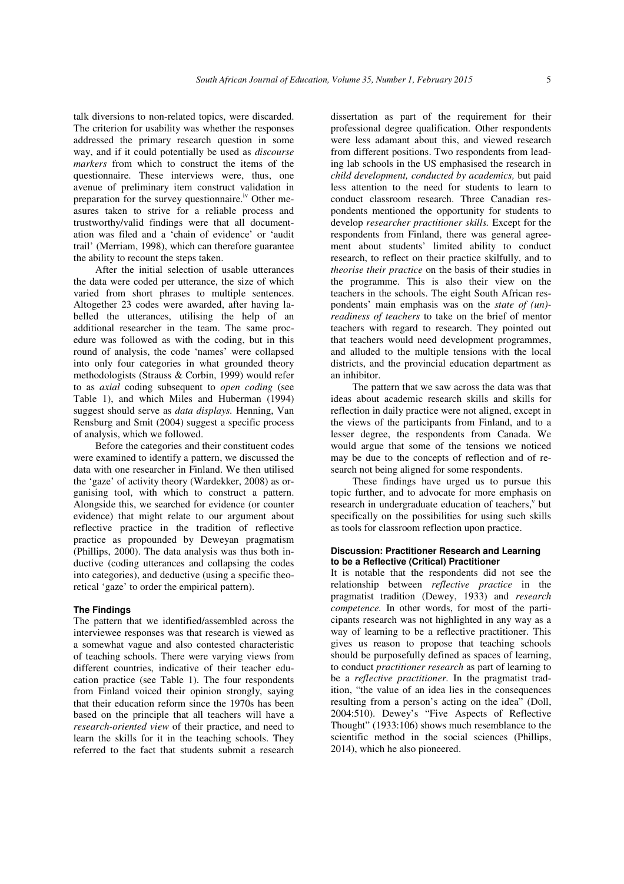talk diversions to non-related topics, were discarded. The criterion for usability was whether the responses addressed the primary research question in some way, and if it could potentially be used as *discourse markers* from which to construct the items of the questionnaire. These interviews were, thus, one avenue of preliminary item construct validation in preparation for the survey questionnaire.[iv] Other measures taken to strive for a reliable process and trustworthy/valid findings were that all documentation was filed and a 'chain of evidence' or 'audit trail' (Merriam, 1998), which can therefore guarantee the ability to recount the steps taken.

After the initial selection of usable utterances the data were coded per utterance, the size of which varied from short phrases to multiple sentences. Altogether 23 codes were awarded, after having labelled the utterances, utilising the help of an additional researcher in the team. The same procedure was followed as with the coding, but in this round of analysis, the code 'names' were collapsed into only four categories in what grounded theory methodologists (Strauss & Corbin, 1999) would refer to as *axial* coding subsequent to *open coding* (see Table 1), and which Miles and Huberman (1994) suggest should serve as *data displays.* Henning, Van Rensburg and Smit (2004) suggest a specific process of analysis, which we followed.

Before the categories and their constituent codes were examined to identify a pattern, we discussed the data with one researcher in Finland. We then utilised the 'gaze' of activity theory (Wardekker, 2008) as organising tool, with which to construct a pattern. Alongside this, we searched for evidence (or counter evidence) that might relate to our argument about reflective practice in the tradition of reflective practice as propounded by Deweyan pragmatism (Phillips, 2000). The data analysis was thus both inductive (coding utterances and collapsing the codes into categories), and deductive (using a specific theoretical 'gaze' to order the empirical pattern).

### The Findings

The pattern that we identified/assembled across the interviewee responses was that research is viewed as a somewhat vague and also contested characteristic of teaching schools. There were varying views from different countries, indicative of their teacher education practice (see Table 1). The four respondents from Finland voiced their opinion strongly, saying that their education reform since the 1970s has been based on the principle that all teachers will have a *research-oriented view* of their practice, and need to learn the skills for it in the teaching schools. They referred to the fact that students submit a research dissertation as part of the requirement for their professional degree qualification. Other respondents were less adamant about this, and viewed research from different positions. Two respondents from leading lab schools in the US emphasised the research in *child development, conducted by academics,* but paid less attention to the need for students to learn to conduct classroom research. Three Canadian respondents mentioned the opportunity for students to develop *researcher practitioner skills.* Except for the respondents from Finland, there was general agreement about students' limited ability to conduct research, to reflect on their practice skilfully, and to *theorise their practice* on the basis of their studies in the programme. This is also their view on the teachers in the schools. The eight South African respondents' main emphasis was on the *state of (un)-readiness of teachers* to take on the brief of mentor teachers with regard to research. They pointed out that teachers would need development programmes, and alluded to the multiple tensions with the local districts, and the provincial education department as an inhibitor.

The pattern that we saw across the data was that ideas about academic research skills and skills for reflection in daily practice were not aligned, except in the views of the participants from Finland, and to a lesser degree, the respondents from Canada. We would argue that some of the tensions we noticed may be due to the concepts of reflection and of research not being aligned for some respondents.

These findings have urged us to pursue this topic further, and to advocate for more emphasis on research in undergraduate education of teachers,[v] but specifically on the possibilities for using such skills as tools for classroom reflection upon practice.

### Discussion: Practitioner Research and Learning to be a Reflective (Critical) Practitioner

It is notable that the respondents did not see the relationship between *reflective practice* in the pragmatist tradition (Dewey, 1933) and *research competence.* In other words, for most of the participants research was not highlighted in any way as a way of learning to be a reflective practitioner. This gives us reason to propose that teaching schools should be purposefully defined as spaces of learning, to conduct *practitioner research* as part of learning to be a *reflective practitioner.* In the pragmatist tradition, "the value of an idea lies in the consequences resulting from a person's acting on the idea" (Doll, 2004:510). Dewey's "Five Aspects of Reflective Thought" (1933:106) shows much resemblance to the scientific method in the social sciences (Phillips, 2014), which he also pioneered.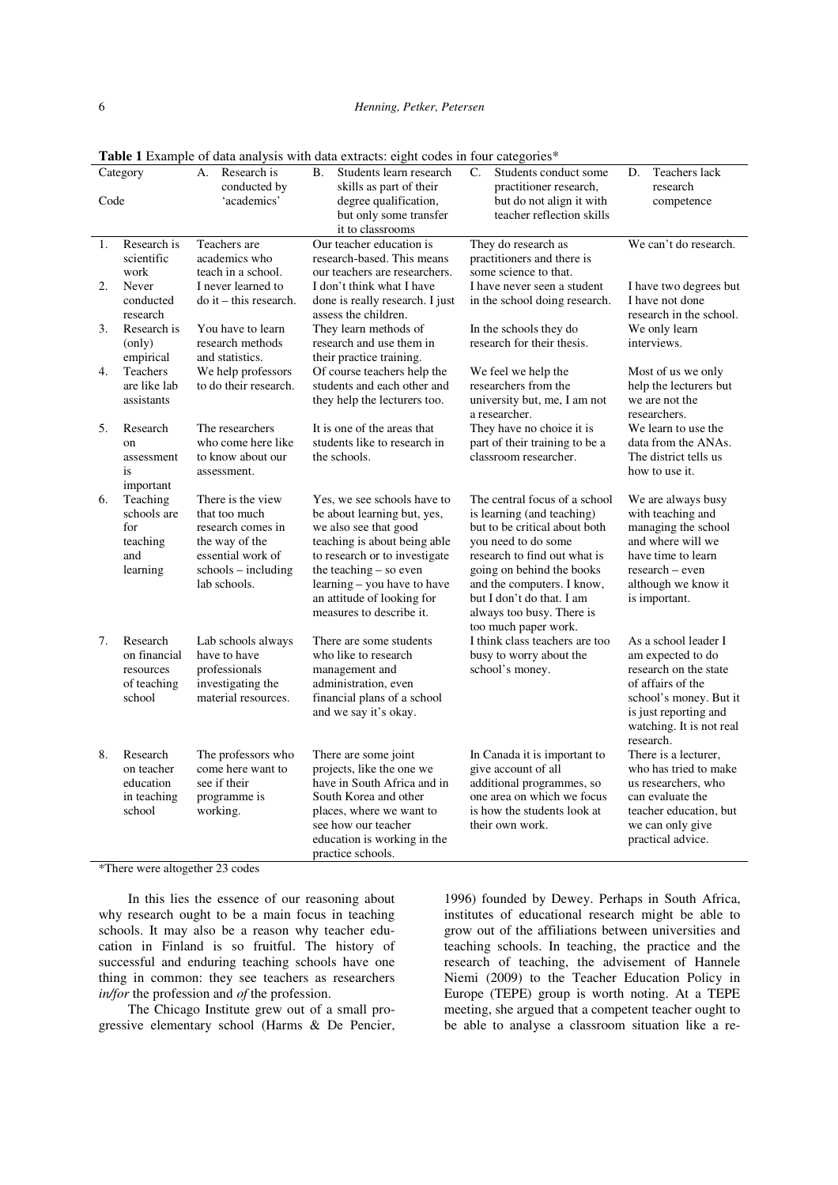**Table 1** Example of data analysis with data extracts: eight codes in four categories*

| Category / Code | A. Research is conducted by 'academics' | B. Students learn research skills as part of their degree qualification, but only some transfer it to classrooms | C. Students conduct some practitioner research, but do not align it with teacher reflection skills | D. Teachers lack research competence |
|---|---|---|---|---|
| 1. Research is scientific work | Teachers are academics who teach in a school. | Our teacher education is research-based. This means our teachers are researchers. | They do research as practitioners and there is some science to that. | We can't do research. |
| 2. Never conducted research | I never learned to do it – this research. | I don't think what I have done is really research. I just assess the children. | I have never seen a student in the school doing research. | I have two degrees but I have not done research in the school. |
| 3. Research is (only) empirical | You have to learn research methods and statistics. | They learn methods of research and use them in their practice training. | In the schools they do research for their thesis. | We only learn interviews. |
| 4. Teachers are like lab assistants | We help professors to do their research. | Of course teachers help the students and each other and they help the lecturers too. | We feel we help the researchers from the university but, me, I am not a researcher. | Most of us we only help the lecturers but we are not the researchers. |
| 5. Research on assessment is important | The researchers who come here like to know about our assessment. | It is one of the areas that students like to research in the schools. | They have no choice it is part of their training to be a classroom researcher. | We learn to use the data from the ANAs. The district tells us how to use it. |
| 6. Teaching schools are for teaching and learning | There is the view that too much research comes in the way of the essential work of schools – including lab schools. | Yes, we see schools have to be about learning but, yes, we also see that good teaching is about being able to research or to investigate the teaching – so even learning – you have to have an attitude of looking for measures to describe it. | The central focus of a school is learning (and teaching) but to be critical about both you need to do some research to find out what is going on behind the books and the computers. I know, but I don't do that. I am always too busy. There is too much paper work. | We are always busy with teaching and managing the school and where will we have time to learn research – even although we know it is important. |
| 7. Research on financial resources of teaching school | Lab schools always have to have professionals investigating the material resources. | There are some students who like to research management and administration, even financial plans of a school and we say it's okay. | I think class teachers are too busy to worry about the school's money. | As a school leader I am expected to do research on the state of affairs of the school's money. But it is just reporting and watching. It is not real research. |
| 8. Research on teacher education in teaching school | The professors who come here want to see if their programme is working. | There are some joint projects, like the one we have in South Africa and in South Korea and other places, where we want to see how our teacher education is working in the practice schools. | In Canada it is important to give account of all additional programmes, so one area on which we focus is how the students look at their own work. | There is a lecturer, who has tried to make us researchers, who can evaluate the teacher education, but we can only give practical advice. |

*There were altogether 23 codes

In this lies the essence of our reasoning about why research ought to be a main focus in teaching schools. It may also be a reason why teacher education in Finland is so fruitful. The history of successful and enduring teaching schools have one thing in common: they see teachers as researchers *in/for* the profession and *of* the profession.

The Chicago Institute grew out of a small progressive elementary school (Harms & De Pencier, 1996) founded by Dewey. Perhaps in South Africa, institutes of educational research might be able to grow out of the affiliations between universities and teaching schools. In teaching, the practice and the research of teaching, the advisement of Hannele Niemi (2009) to the Teacher Education Policy in Europe (TEPE) group is worth noting. At a TEPE meeting, she argued that a competent teacher ought to be able to analyse a classroom situation like a re-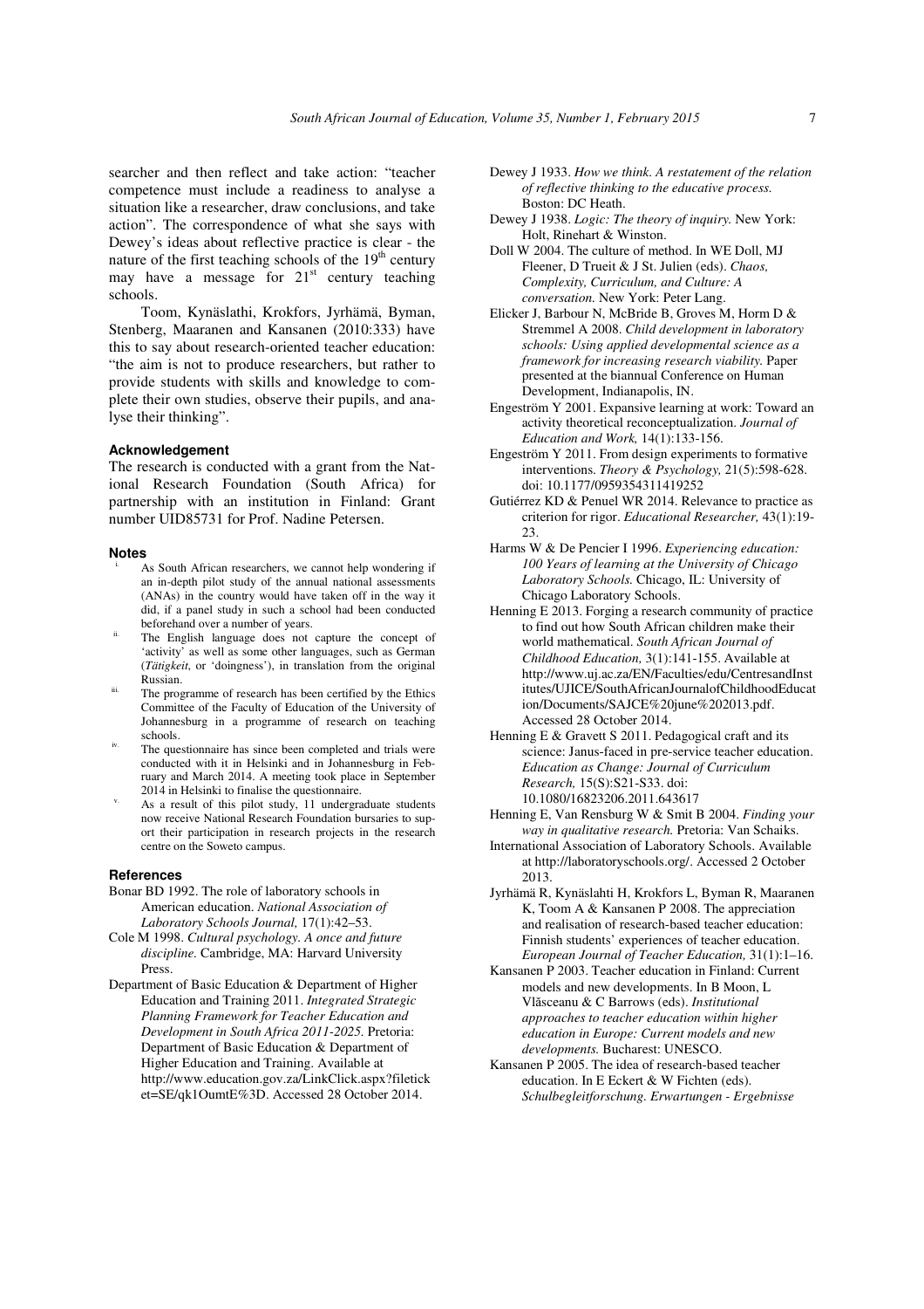searcher and then reflect and take action: "teacher competence must include a readiness to analyse a situation like a researcher, draw conclusions, and take action". The correspondence of what she says with Dewey's ideas about reflective practice is clear - the nature of the first teaching schools of the 19th century may have a message for 21st century teaching schools.

Toom, Kynäslathi, Krokfors, Jyrhämä, Byman, Stenberg, Maaranen and Kansanen (2010:333) have this to say about research-oriented teacher education: "the aim is not to produce researchers, but rather to provide students with skills and knowledge to complete their own studies, observe their pupils, and analyse their thinking".

## Acknowledgement

The research is conducted with a grant from the National Research Foundation (South Africa) for partnership with an institution in Finland: Grant number UID85731 for Prof. Nadine Petersen.

## Notes

i. As South African researchers, we cannot help wondering if an in-depth pilot study of the annual national assessments (ANAs) in the country would have taken off in the way it did, if a panel study in such a school had been conducted beforehand over a number of years.

ii. The English language does not capture the concept of 'activity' as well as some other languages, such as German (*Tätigkeit*, or 'doingness'), in translation from the original Russian.

iii. The programme of research has been certified by the Ethics Committee of the Faculty of Education of the University of Johannesburg in a programme of research on teaching schools.

iv. The questionnaire has since been completed and trials were conducted with it in Helsinki and in Johannesburg in February and March 2014. A meeting took place in September 2014 in Helsinki to finalise the questionnaire.

v. As a result of this pilot study, 11 undergraduate students now receive National Research Foundation bursaries to support their participation in research projects in the research centre on the Soweto campus.

## References

Bonar BD 1992. The role of laboratory schools in American education. *National Association of Laboratory Schools Journal,* 17(1):42–53.

Cole M 1998. *Cultural psychology. A once and future discipline.* Cambridge, MA: Harvard University Press.

Department of Basic Education & Department of Higher Education and Training 2011. *Integrated Strategic Planning Framework for Teacher Education and Development in South Africa 2011-2025.* Pretoria: Department of Basic Education & Department of Higher Education and Training. Available at http://www.education.gov.za/LinkClick.aspx?fileticket=SE/qk1OumtE%3D. Accessed 28 October 2014.

Dewey J 1933. *How we think. A restatement of the relation of reflective thinking to the educative process.* Boston: DC Heath.

Dewey J 1938. *Logic: The theory of inquiry.* New York: Holt, Rinehart & Winston.

Doll W 2004. The culture of method. In WE Doll, MJ Fleener, D Trueit & J St. Julien (eds). *Chaos, Complexity, Curriculum, and Culture: A conversation.* New York: Peter Lang.

Elicker J, Barbour N, McBride B, Groves M, Horm D & Stremmel A 2008. *Child development in laboratory schools: Using applied developmental science as a framework for increasing research viability.* Paper presented at the biannual Conference on Human Development, Indianapolis, IN.

Engeström Y 2001. Expansive learning at work: Toward an activity theoretical reconceptualization. *Journal of Education and Work,* 14(1):133-156.

Engeström Y 2011. From design experiments to formative interventions. *Theory & Psychology,* 21(5):598-628. doi: 10.1177/0959354311419252

Gutiérrez KD & Penuel WR 2014. Relevance to practice as criterion for rigor. *Educational Researcher,* 43(1):19-23.

Harms W & De Pencier I 1996. *Experiencing education: 100 Years of learning at the University of Chicago Laboratory Schools.* Chicago, IL: University of Chicago Laboratory Schools.

Henning E 2013. Forging a research community of practice to find out how South African children make their world mathematical. *South African Journal of Childhood Education,* 3(1):141-155. Available at http://www.uj.ac.za/EN/Faculties/edu/CentresandInstitutes/UJICE/SouthAfricanJournalofChildhoodEducation/Documents/SAJCE%20june%202013.pdf. Accessed 28 October 2014.

Henning E & Gravett S 2011. Pedagogical craft and its science: Janus-faced in pre-service teacher education. *Education as Change: Journal of Curriculum Research,* 15(S):S21-S33. doi: 10.1080/16823206.2011.643617

Henning E, Van Rensburg W & Smit B 2004. *Finding your way in qualitative research.* Pretoria: Van Schaiks.

International Association of Laboratory Schools. Available at http://laboratoryschools.org/. Accessed 2 October 2013.

Jyrhämä R, Kynäslahti H, Krokfors L, Byman R, Maaranen K, Toom A & Kansanen P 2008. The appreciation and realisation of research-based teacher education: Finnish students' experiences of teacher education. *European Journal of Teacher Education,* 31(1):1–16.

Kansanen P 2003. Teacher education in Finland: Current models and new developments. In B Moon, L Vlăsceanu & C Barrows (eds). *Institutional approaches to teacher education within higher education in Europe: Current models and new developments.* Bucharest: UNESCO.

Kansanen P 2005. The idea of research-based teacher education. In E Eckert & W Fichten (eds). *Schulbegleitforschung. Erwartungen - Ergebnisse*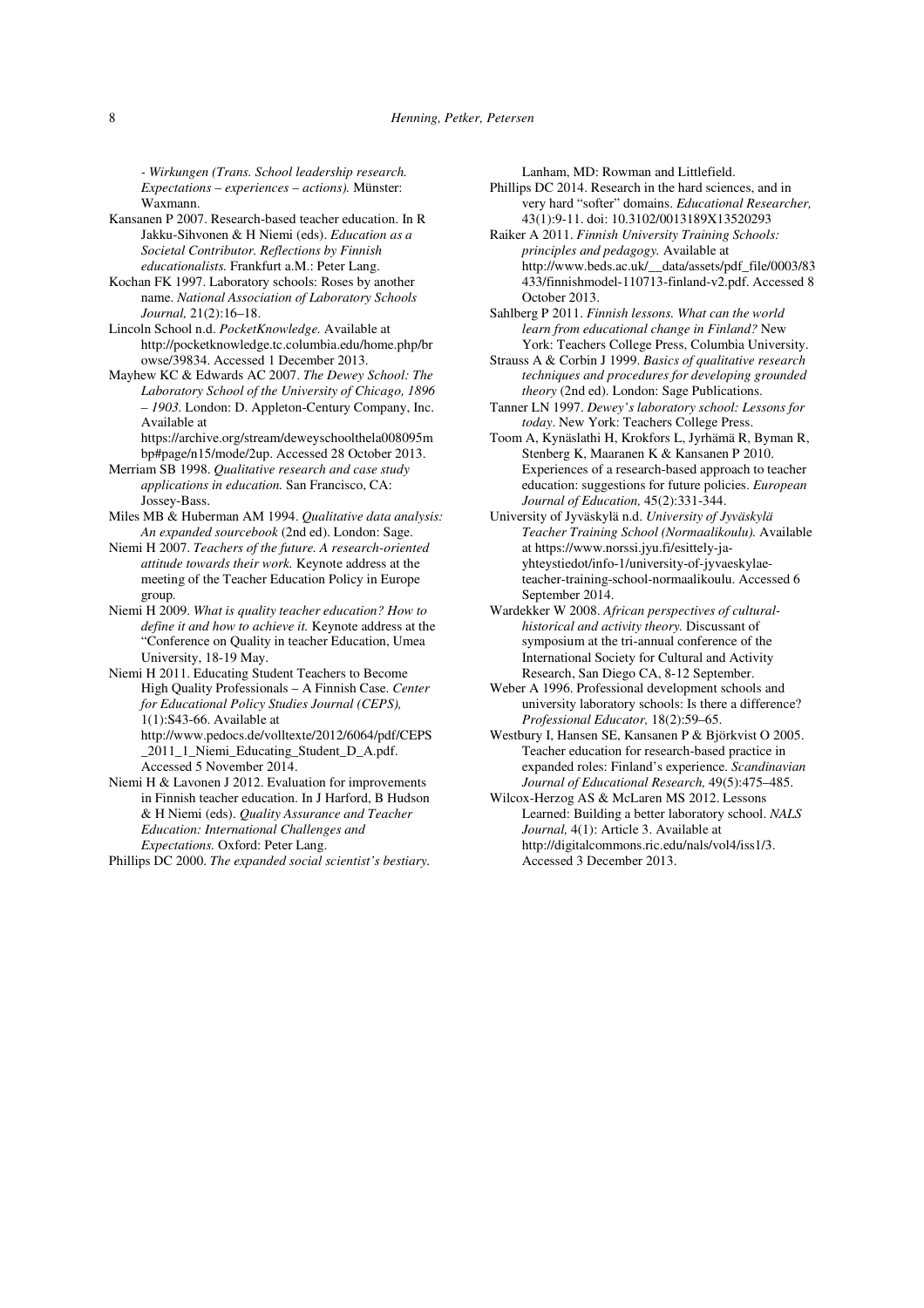*- Wirkungen (Trans. School leadership research. Expectations – experiences – actions).* Münster: Waxmann.

Kansanen P 2007. Research-based teacher education. In R Jakku-Sihvonen & H Niemi (eds). *Education as a Societal Contributor. Reflections by Finnish educationalists.* Frankfurt a.M.: Peter Lang.

Kochan FK 1997. Laboratory schools: Roses by another name. *National Association of Laboratory Schools Journal,* 21(2):16–18.

Lincoln School n.d. *PocketKnowledge.* Available at http://pocketknowledge.tc.columbia.edu/home.php/browse/39834. Accessed 1 December 2013.

Mayhew KC & Edwards AC 2007. *The Dewey School: The Laboratory School of the University of Chicago, 1896 – 1903.* London: D. Appleton-Century Company, Inc. Available at https://archive.org/stream/deweyschoolthela008095mbp#page/n15/mode/2up. Accessed 28 October 2013.

Merriam SB 1998. *Qualitative research and case study applications in education.* San Francisco, CA: Jossey-Bass.

Miles MB & Huberman AM 1994. *Qualitative data analysis: An expanded sourcebook* (2nd ed). London: Sage.

Niemi H 2007. *Teachers of the future. A research-oriented attitude towards their work.* Keynote address at the meeting of the Teacher Education Policy in Europe group.

Niemi H 2009. *What is quality teacher education? How to define it and how to achieve it.* Keynote address at the "Conference on Quality in teacher Education, Umea University, 18-19 May.

Niemi H 2011. Educating Student Teachers to Become High Quality Professionals – A Finnish Case. *Center for Educational Policy Studies Journal (CEPS),* 1(1):S43-66. Available at http://www.pedocs.de/volltexte/2012/6064/pdf/CEPS_2011_1_Niemi_Educating_Student_D_A.pdf. Accessed 5 November 2014.

Niemi H & Lavonen J 2012. Evaluation for improvements in Finnish teacher education. In J Harford, B Hudson & H Niemi (eds). *Quality Assurance and Teacher Education: International Challenges and Expectations.* Oxford: Peter Lang.

Phillips DC 2000. *The expanded social scientist's bestiary.* Lanham, MD: Rowman and Littlefield.

Phillips DC 2014. Research in the hard sciences, and in very hard "softer" domains. *Educational Researcher,* 43(1):9-11. doi: 10.3102/0013189X13520293

Raiker A 2011. *Finnish University Training Schools: principles and pedagogy.* Available at http://www.beds.ac.uk/__data/assets/pdf_file/0003/83433/finnishmodel-110713-finland-v2.pdf. Accessed 8 October 2013.

Sahlberg P 2011. *Finnish lessons. What can the world learn from educational change in Finland?* New York: Teachers College Press, Columbia University.

Strauss A & Corbin J 1999. *Basics of qualitative research techniques and procedures for developing grounded theory* (2nd ed). London: Sage Publications.

Tanner LN 1997. *Dewey's laboratory school: Lessons for today*. New York: Teachers College Press.

Toom A, Kynäslathi H, Krokfors L, Jyrhämä R, Byman R, Stenberg K, Maaranen K & Kansanen P 2010. Experiences of a research-based approach to teacher education: suggestions for future policies. *European Journal of Education,* 45(2):331-344.

University of Jyväskylä n.d. *University of Jyväskylä Teacher Training School (Normaalikoulu).* Available at https://www.norssi.jyu.fi/esittely-ja-yhteystiedot/info-1/university-of-jyvaeskylae-teacher-training-school-normaalikoulu. Accessed 6 September 2014.

Wardekker W 2008. *African perspectives of cultural-historical and activity theory.* Discussant of symposium at the tri-annual conference of the International Society for Cultural and Activity Research, San Diego CA, 8-12 September.

Weber A 1996. Professional development schools and university laboratory schools: Is there a difference? *Professional Educator,* 18(2):59–65.

Westbury I, Hansen SE, Kansanen P & Björkvist O 2005. Teacher education for research-based practice in expanded roles: Finland's experience. *Scandinavian Journal of Educational Research,* 49(5):475–485.

Wilcox-Herzog AS & McLaren MS 2012. Lessons Learned: Building a better laboratory school. *NALS Journal,* 4(1): Article 3. Available at http://digitalcommons.ric.edu/nals/vol4/iss1/3. Accessed 3 December 2013.